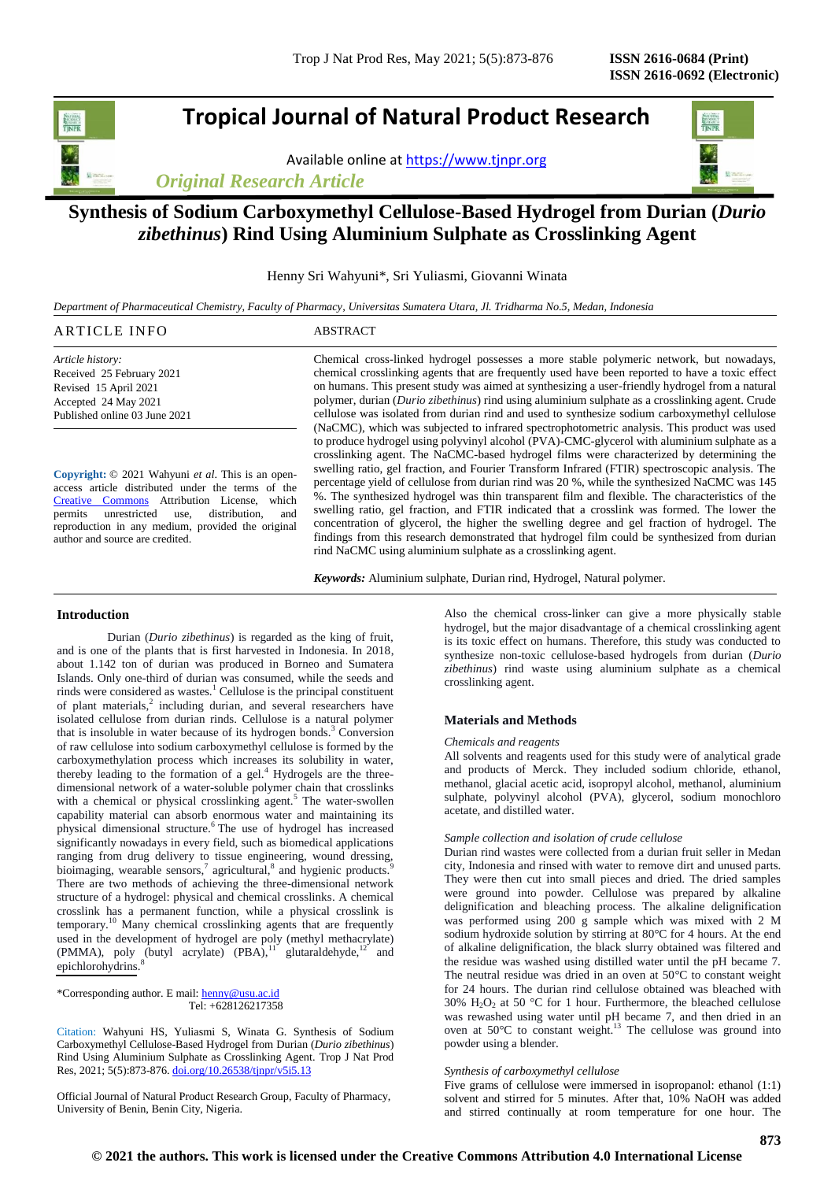# Tropical Journal of Natural Product Research

Available online at https://www.tjnpr.org

*Original Research Article*

## Synthesis of Sodium Carboxymethyl Cellulose-Based Hydrogel from Durian (*Durio zibethinus*) Rind Using Aluminium Sulphate as Crosslinking Agent

Henny Sri Wahyuni*, Sri Yuliasmi, Giovanni Winata

*Department of Pharmaceutical Chemistry, Faculty of Pharmacy, Universitas Sumatera Utara, Jl. Tridharma No.5, Medan, Indonesia*

**ARTICLE INFO**

*Article history:*
Received 25 February 2021
Revised 15 April 2021
Accepted 24 May 2021
Published online 03 June 2021

**Copyright:** © 2021 Wahyuni *et al*. This is an open-access article distributed under the terms of the Creative Commons Attribution License, which permits unrestricted use, distribution, and reproduction in any medium, provided the original author and source are credited.

**ABSTRACT**

Chemical cross-linked hydrogel possesses a more stable polymeric network, but nowadays, chemical crosslinking agents that are frequently used have been reported to have a toxic effect on humans. This present study was aimed at synthesizing a user-friendly hydrogel from a natural polymer, durian (*Durio zibethinus*) rind using aluminium sulphate as a crosslinking agent. Crude cellulose was isolated from durian rind and used to synthesize sodium carboxymethyl cellulose (NaCMC), which was subjected to infrared spectrophotometric analysis. This product was used to produce hydrogel using polyvinyl alcohol (PVA)-CMC-glycerol with aluminium sulphate as a crosslinking agent. The NaCMC-based hydrogel films were characterized by determining the swelling ratio, gel fraction, and Fourier Transform Infrared (FTIR) spectroscopic analysis. The percentage yield of cellulose from durian rind was 20 %, while the synthesized NaCMC was 145 %. The synthesized hydrogel was thin transparent film and flexible. The characteristics of the swelling ratio, gel fraction, and FTIR indicated that a crosslink was formed. The lower the concentration of glycerol, the higher the swelling degree and gel fraction of hydrogel. The findings from this research demonstrated that hydrogel film could be synthesized from durian rind NaCMC using aluminium sulphate as a crosslinking agent.

***Keywords:*** Aluminium sulphate, Durian rind, Hydrogel, Natural polymer.

### Introduction

Durian (*Durio zibethinus*) is regarded as the king of fruit, and is one of the plants that is first harvested in Indonesia. In 2018, about 1.142 ton of durian was produced in Borneo and Sumatera Islands. Only one-third of durian was consumed, while the seeds and rinds were considered as wastes.[1] Cellulose is the principal constituent of plant materials,[2] including durian, and several researchers have isolated cellulose from durian rinds. Cellulose is a natural polymer that is insoluble in water because of its hydrogen bonds.[3] Conversion of raw cellulose into sodium carboxymethyl cellulose is formed by the carboxymethylation process which increases its solubility in water, thereby leading to the formation of a gel.[4] Hydrogels are the three-dimensional network of a water-soluble polymer chain that crosslinks with a chemical or physical crosslinking agent.[5] The water-swollen capability material can absorb enormous water and maintaining its physical dimensional structure.[6] The use of hydrogel has increased significantly nowadays in every field, such as biomedical applications ranging from drug delivery to tissue engineering, wound dressing, bioimaging, wearable sensors,[7] agricultural,[8] and hygienic products.[9] There are two methods of achieving the three-dimensional network structure of a hydrogel: physical and chemical crosslinks. A chemical crosslink has a permanent function, while a physical crosslink is temporary.[10] Many chemical crosslinking agents that are frequently used in the development of hydrogel are poly (methyl methacrylate) (PMMA), poly (butyl acrylate) (PBA),[11] glutaraldehyde,[12] and epichlorohydrins.[8] Also the chemical cross-linker can give a more physically stable hydrogel, but the major disadvantage of a chemical crosslinking agent is its toxic effect on humans. Therefore, this study was conducted to synthesize non-toxic cellulose-based hydrogels from durian (*Durio zibethinus*) rind waste using aluminium sulphate as a chemical crosslinking agent.

*Corresponding author. E mail: henny@usu.ac.id
Tel: +628126217358

Citation: Wahyuni HS, Yuliasmi S, Winata G. Synthesis of Sodium Carboxymethyl Cellulose-Based Hydrogel from Durian (*Durio zibethinus*) Rind Using Aluminium Sulphate as Crosslinking Agent. Trop J Nat Prod Res, 2021; 5(5):873-876. doi.org/10.26538/tjnpr/v5i5.13

Official Journal of Natural Product Research Group, Faculty of Pharmacy, University of Benin, Benin City, Nigeria.

### Materials and Methods

*Chemicals and reagents*

All solvents and reagents used for this study were of analytical grade and products of Merck. They included sodium chloride, ethanol, methanol, glacial acetic acid, isopropyl alcohol, methanol, aluminium sulphate, polyvinyl alcohol (PVA), glycerol, sodium monochloro acetate, and distilled water.

*Sample collection and isolation of crude cellulose*

Durian rind wastes were collected from a durian fruit seller in Medan city, Indonesia and rinsed with water to remove dirt and unused parts. They were then cut into small pieces and dried. The dried samples were ground into powder. Cellulose was prepared by alkaline delignification and bleaching process. The alkaline delignification was performed using 200 g sample which was mixed with 2 M sodium hydroxide solution by stirring at 80°C for 4 hours. At the end of alkaline delignification, the black slurry obtained was filtered and the residue was washed using distilled water until the pH became 7. The neutral residue was dried in an oven at 50°C to constant weight for 24 hours. The durian rind cellulose obtained was bleached with 30% $H_2O_2$ at 50 °C for 1 hour. Furthermore, the bleached cellulose was rewashed using water until pH became 7, and then dried in an oven at 50°C to constant weight.[13] The cellulose was ground into powder using a blender.

*Synthesis of carboxymethyl cellulose*

Five grams of cellulose were immersed in isopropanol: ethanol (1:1) solvent and stirred for 5 minutes. After that, 10% NaOH was added and stirred continually at room temperature for one hour. The

© 2021 the authors. This work is licensed under the Creative Commons Attribution 4.0 International License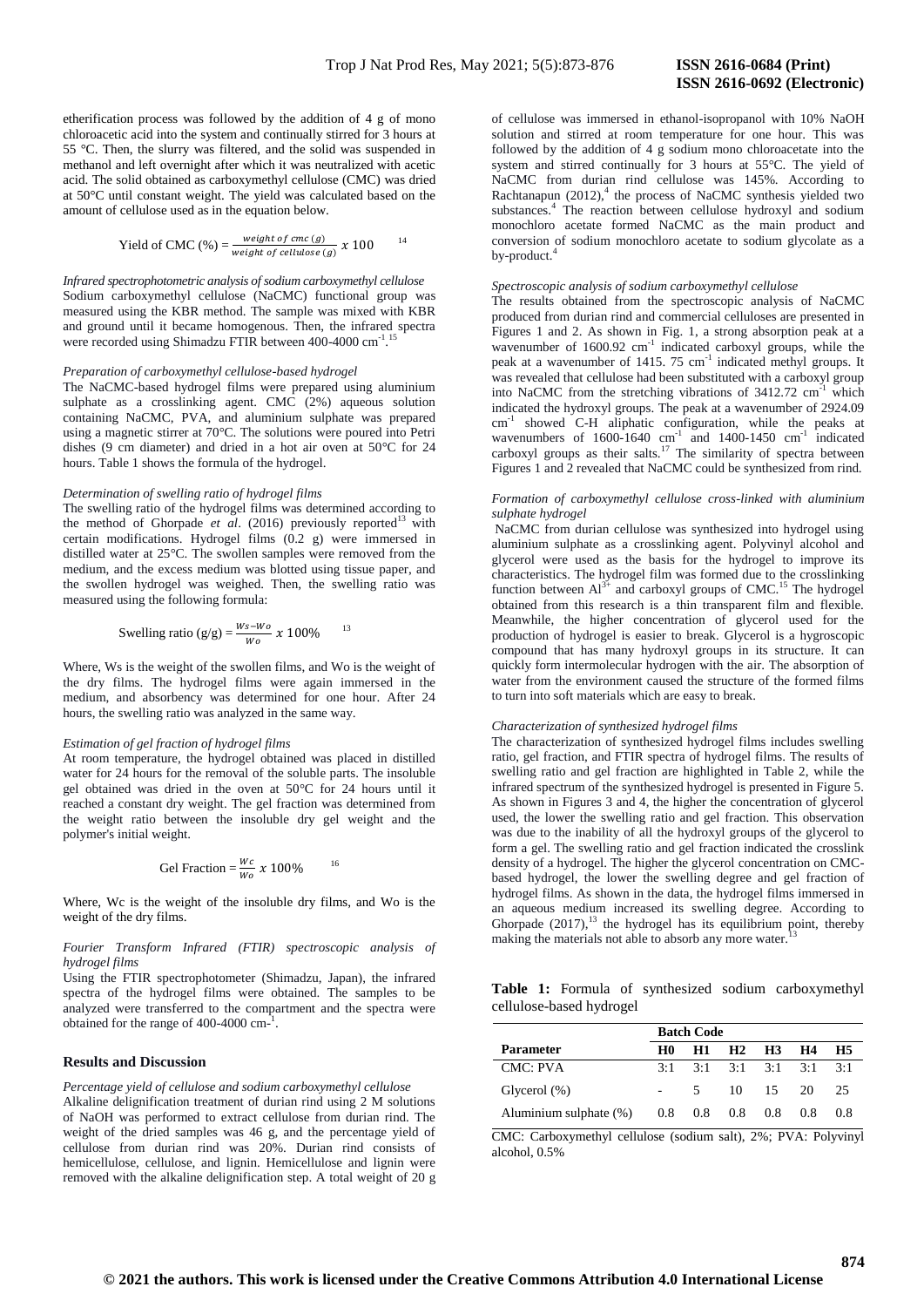etherification process was followed by the addition of 4 g of mono chloroacetic acid into the system and continually stirred for 3 hours at 55 °C. Then, the slurry was filtered, and the solid was suspended in methanol and left overnight after which it was neutralized with acetic acid. The solid obtained as carboxymethyl cellulose (CMC) was dried at 50°C until constant weight. The yield was calculated based on the amount of cellulose used as in the equation below.

$$\text{Yield of CMC (\%)} = \frac{\text{weight of cmc (g)}}{\text{weight of cellulose (g)}} \times 100 \quad ^{14}$$

*Infrared spectrophotometric analysis of sodium carboxymethyl cellulose*
Sodium carboxymethyl cellulose (NaCMC) functional group was measured using the KBR method. The sample was mixed with KBR and ground until it became homogenous. Then, the infrared spectra were recorded using Shimadzu FTIR between 400-4000 $cm^{-1}$.[15]

*Preparation of carboxymethyl cellulose-based hydrogel*
The NaCMC-based hydrogel films were prepared using aluminium sulphate as a crosslinking agent. CMC (2%) aqueous solution containing NaCMC, PVA, and aluminium sulphate was prepared using a magnetic stirrer at 70°C. The solutions were poured into Petri dishes (9 cm diameter) and dried in a hot air oven at 50°C for 24 hours. Table 1 shows the formula of the hydrogel.

*Determination of swelling ratio of hydrogel films*
The swelling ratio of the hydrogel films was determined according to the method of Ghorpade *et al*. (2016) previously reported[13] with certain modifications. Hydrogel films (0.2 g) were immersed in distilled water at 25°C. The swollen samples were removed from the medium, and the excess medium was blotted using tissue paper, and the swollen hydrogel was weighed. Then, the swelling ratio was measured using the following formula:

$$\text{Swelling ratio (g/g)} = \frac{Ws - Wo}{Wo} \times 100\% \quad ^{13}$$

Where, Ws is the weight of the swollen films, and Wo is the weight of the dry films. The hydrogel films were again immersed in the medium, and absorbency was determined for one hour. After 24 hours, the swelling ratio was analyzed in the same way.

*Estimation of gel fraction of hydrogel films*
At room temperature, the hydrogel obtained was placed in distilled water for 24 hours for the removal of the soluble parts. The insoluble gel obtained was dried in the oven at 50°C for 24 hours until it reached a constant dry weight. The gel fraction was determined from the weight ratio between the insoluble dry gel weight and the polymer's initial weight.

$$\text{Gel Fraction} = \frac{Wc}{Wo} \times 100\% \quad ^{16}$$

Where, Wc is the weight of the insoluble dry films, and Wo is the weight of the dry films.

*Fourier Transform Infrared (FTIR) spectroscopic analysis of hydrogel films*
Using the FTIR spectrophotometer (Shimadzu, Japan), the infrared spectra of the hydrogel films were obtained. The samples to be analyzed were transferred to the compartment and the spectra were obtained for the range of 400-4000 $cm^{-1}$.

## Results and Discussion

*Percentage yield of cellulose and sodium carboxymethyl cellulose*
Alkaline delignification treatment of durian rind using 2 M solutions of NaOH was performed to extract cellulose from durian rind. The weight of the dried samples was 46 g, and the percentage yield of cellulose from durian rind was 20%. Durian rind consists of hemicellulose, cellulose, and lignin. Hemicellulose and lignin were removed with the alkaline delignification step. A total weight of 20 g of cellulose was immersed in ethanol-isopropanol with 10% NaOH solution and stirred at room temperature for one hour. This was followed by the addition of 4 g sodium mono chloroacetate into the system and stirred continually for 3 hours at 55°C. The yield of NaCMC from durian rind cellulose was 145%. According to Rachtanapun (2012),[4] the process of NaCMC synthesis yielded two substances.[4] The reaction between cellulose hydroxyl and sodium monochloro acetate formed NaCMC as the main product and conversion of sodium monochloro acetate to sodium glycolate as a by-product.[4]

*Spectroscopic analysis of sodium carboxymethyl cellulose*
The results obtained from the spectroscopic analysis of NaCMC produced from durian rind and commercial celluloses are presented in Figures 1 and 2. As shown in Fig. 1, a strong absorption peak at a wavenumber of 1600.92 $cm^{-1}$ indicated carboxyl groups, while the peak at a wavenumber of 1415. 75 $cm^{-1}$ indicated methyl groups. It was revealed that cellulose had been substituted with a carboxyl group into NaCMC from the stretching vibrations of 3412.72 $cm^{-1}$ which indicated the hydroxyl groups. The peak at a wavenumber of 2924.09 $cm^{-1}$ showed C-H aliphatic configuration, while the peaks at wavenumbers of 1600-1640 $cm^{-1}$ and 1400-1450 $cm^{-1}$ indicated carboxyl groups as their salts.[17] The similarity of spectra between Figures 1 and 2 revealed that NaCMC could be synthesized from rind.

*Formation of carboxymethyl cellulose cross-linked with aluminium sulphate hydrogel*
NaCMC from durian cellulose was synthesized into hydrogel using aluminium sulphate as a crosslinking agent. Polyvinyl alcohol and glycerol were used as the basis for the hydrogel to improve its characteristics. The hydrogel film was formed due to the crosslinking function between $Al^{3+}$ and carboxyl groups of CMC.[15] The hydrogel obtained from this research is a thin transparent film and flexible. Meanwhile, the higher concentration of glycerol used for the production of hydrogel is easier to break. Glycerol is a hygroscopic compound that has many hydroxyl groups in its structure. It can quickly form intermolecular hydrogen with the air. The absorption of water from the environment caused the structure of the formed films to turn into soft materials which are easy to break.

*Characterization of synthesized hydrogel films*
The characterization of synthesized hydrogel films includes swelling ratio, gel fraction, and FTIR spectra of hydrogel films. The results of swelling ratio and gel fraction are highlighted in Table 2, while the infrared spectrum of the synthesized hydrogel is presented in Figure 5. As shown in Figures 3 and 4, the higher the concentration of glycerol used, the lower the swelling ratio and gel fraction. This observation was due to the inability of all the hydroxyl groups of the glycerol to form a gel. The swelling ratio and gel fraction indicated the crosslink density of a hydrogel. The higher the glycerol concentration on CMC-based hydrogel, the lower the swelling degree and gel fraction of hydrogel films. As shown in the data, the hydrogel films immersed in an aqueous medium increased its swelling degree. According to Ghorpade (2017),[13] the hydrogel has its equilibrium point, thereby making the materials not able to absorb any more water.[13]

**Table 1:** Formula of synthesized sodium carboxymethyl cellulose-based hydrogel

| Parameter | Batch Code | | | | | |
|---|---|---|---|---|---|---|
| | **H0** | **H1** | **H2** | **H3** | **H4** | **H5** |
| CMC: PVA | 3:1 | 3:1 | 3:1 | 3:1 | 3:1 | 3:1 |
| Glycerol (%) | - | 5 | 10 | 15 | 20 | 25 |
| Aluminium sulphate (%) | 0.8 | 0.8 | 0.8 | 0.8 | 0.8 | 0.8 |

CMC: Carboxymethyl cellulose (sodium salt), 2%; PVA: Polyvinyl alcohol, 0.5%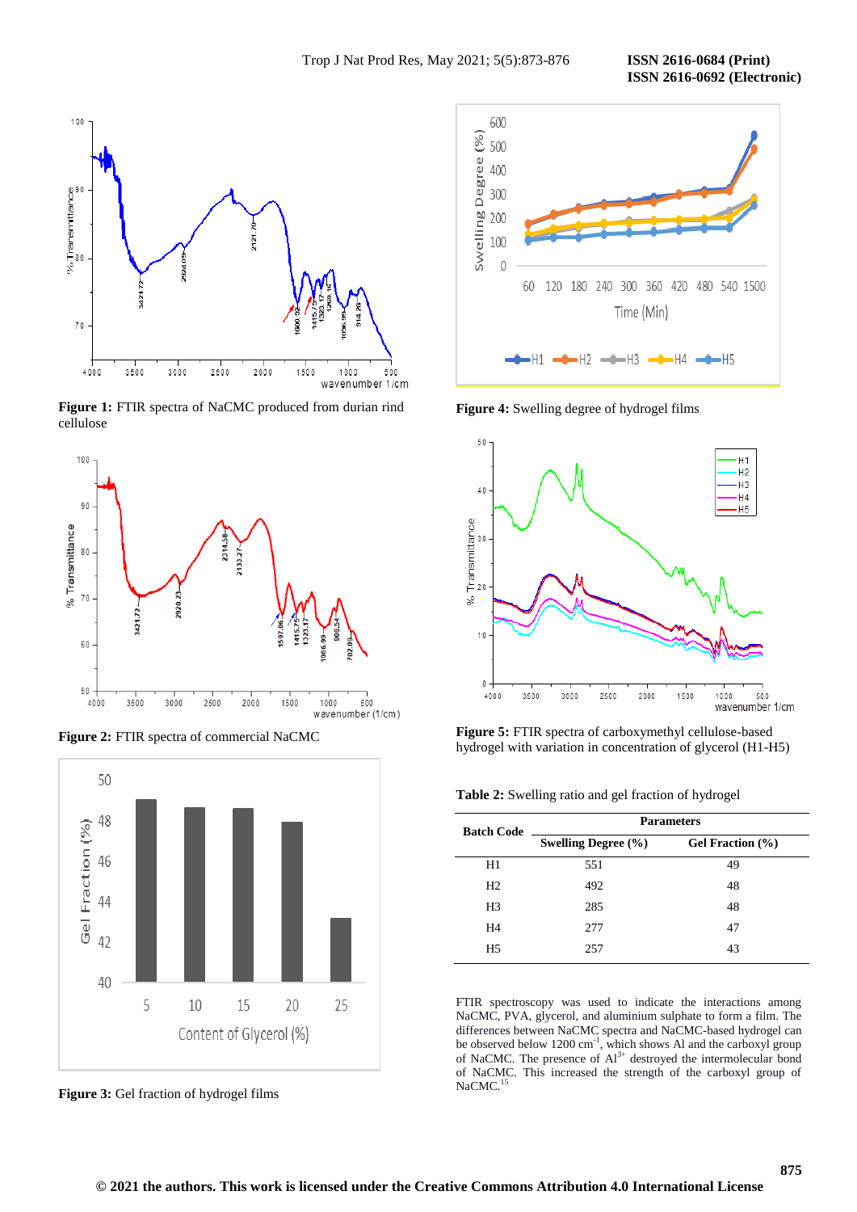Figure 1: FTIR spectra of NaCMC produced from durian rind cellulose

Figure 2: FTIR spectra of commercial NaCMC

Figure 3: Gel fraction of hydrogel films

Figure 4: Swelling degree of hydrogel films

Figure 5: FTIR spectra of carboxymethyl cellulose-based hydrogel with variation in concentration of glycerol (H1-H5)

Table 2: Swelling ratio and gel fraction of hydrogel

| Batch Code | Parameters | |
|---|---|---|
| | Swelling Degree (%) | Gel Fraction (%) |
| H1 | 551 | 49 |
| H2 | 492 | 48 |
| H3 | 285 | 48 |
| H4 | 277 | 47 |
| H5 | 257 | 43 |

FTIR spectroscopy was used to indicate the interactions among NaCMC, PVA, glycerol, and aluminium sulphate to form a film. The differences between NaCMC spectra and NaCMC-based hydrogel can be observed below 1200 $cm^{-1}$, which shows Al and the carboxyl group of NaCMC. The presence of $Al^{3+}$ destroyed the intermolecular bond of NaCMC. This increased the strength of the carboxyl group of NaCMC.[15]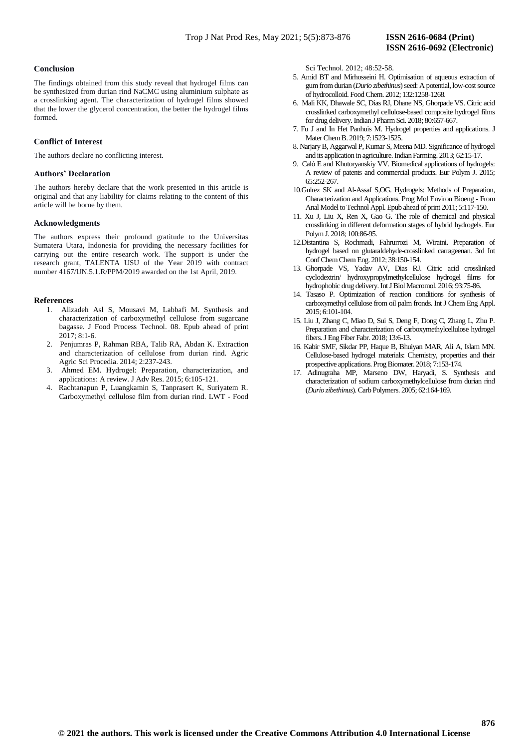## Conclusion

The findings obtained from this study reveal that hydrogel films can be synthesized from durian rind NaCMC using aluminium sulphate as a crosslinking agent. The characterization of hydrogel films showed that the lower the glycerol concentration, the better the hydrogel films formed.

## Conflict of Interest

The authors declare no conflicting interest.

## Authors' Declaration

The authors hereby declare that the work presented in this article is original and that any liability for claims relating to the content of this article will be borne by them.

## Acknowledgments

The authors express their profound gratitude to the Universitas Sumatera Utara, Indonesia for providing the necessary facilities for carrying out the entire research work. The support is under the research grant, TALENTA USU of the Year 2019 with contract number 4167/UN.5.1.R/PPM/2019 awarded on the 1st April, 2019.

## References

1. Alizadeh Asl S, Mousavi M, Labbafi M. Synthesis and characterization of carboxymethyl cellulose from sugarcane bagasse. J Food Process Technol. 08. Epub ahead of print 2017; 8:1-6.
2. Penjumras P, Rahman RBA, Talib RA, Abdan K. Extraction and characterization of cellulose from durian rind. Agric Agric Sci Procedia. 2014; 2:237-243.
3. Ahmed EM. Hydrogel: Preparation, characterization, and applications: A review. J Adv Res. 2015; 6:105-121.
4. Rachtanapun P, Luangkamin S, Tanprasert K, Suriyatem R. Carboxymethyl cellulose film from durian rind. LWT - Food Sci Technol. 2012; 48:52-58.
5. Amid BT and Mirhosseini H. Optimisation of aqueous extraction of gum from durian (*Durio zibethinus*) seed: A potential, low-cost source of hydrocolloid. Food Chem. 2012; 132:1258-1268.
6. Mali KK, Dhawale SC, Dias RJ, Dhane NS, Ghorpade VS. Citric acid crosslinked carboxymethyl cellulose-based composite hydrogel films for drug delivery. Indian J Pharm Sci. 2018; 80:657-667.
7. Fu J and In Het Panhuis M. Hydrogel properties and applications. J Mater Chem B. 2019; 7:1523-1525.
8. Narjary B, Aggarwal P, Kumar S, Meena MD. Significance of hydrogel and its application in agriculture. Indian Farming. 2013; 62:15-17.
9. Caló E and Khutoryanskiy VV. Biomedical applications of hydrogels: A review of patents and commercial products. Eur Polym J. 2015; 65:252-267.
10. Gulrez SK and Al-Assaf S,OG. Hydrogels: Methods of Preparation, Characterization and Applications. Prog Mol Environ Bioeng - From Anal Model to Technol Appl. Epub ahead of print 2011; 5:117-150.
11. Xu J, Liu X, Ren X, Gao G. The role of chemical and physical crosslinking in different deformation stages of hybrid hydrogels. Eur Polym J. 2018; 100:86-95.
12. Distantina S, Rochmadi, Fahrurrozi M, Wiratni. Preparation of hydrogel based on glutaraldehyde-crosslinked carrageenan. 3rd Int Conf Chem Chem Eng. 2012; 38:150-154.
13. Ghorpade VS, Yadav AV, Dias RJ. Citric acid crosslinked cyclodextrin/ hydroxypropylmethylcellulose hydrogel films for hydrophobic drug delivery. Int J Biol Macromol. 2016; 93:75-86.
14. Tasaso P. Optimization of reaction conditions for synthesis of carboxymethyl cellulose from oil palm fronds. Int J Chem Eng Appl. 2015; 6:101-104.
15. Liu J, Zhang C, Miao D, Sui S, Deng F, Dong C, Zhang L, Zhu P. Preparation and characterization of carboxymethylcellulose hydrogel fibers. J Eng Fiber Fabr. 2018; 13:6-13.
16. Kabir SMF, Sikdar PP, Haque B, Bhuiyan MAR, Ali A, Islam MN. Cellulose-based hydrogel materials: Chemistry, properties and their prospective applications. Prog Biomater. 2018; 7:153-174.
17. Adinugraha MP, Marseno DW, Haryadi, S. Synthesis and characterization of sodium carboxymethylcellulose from durian rind (*Durio zibethinus*). Carb Polymers. 2005; 62:164-169.

**© 2021 the authors. This work is licensed under the Creative Commons Attribution 4.0 International License**